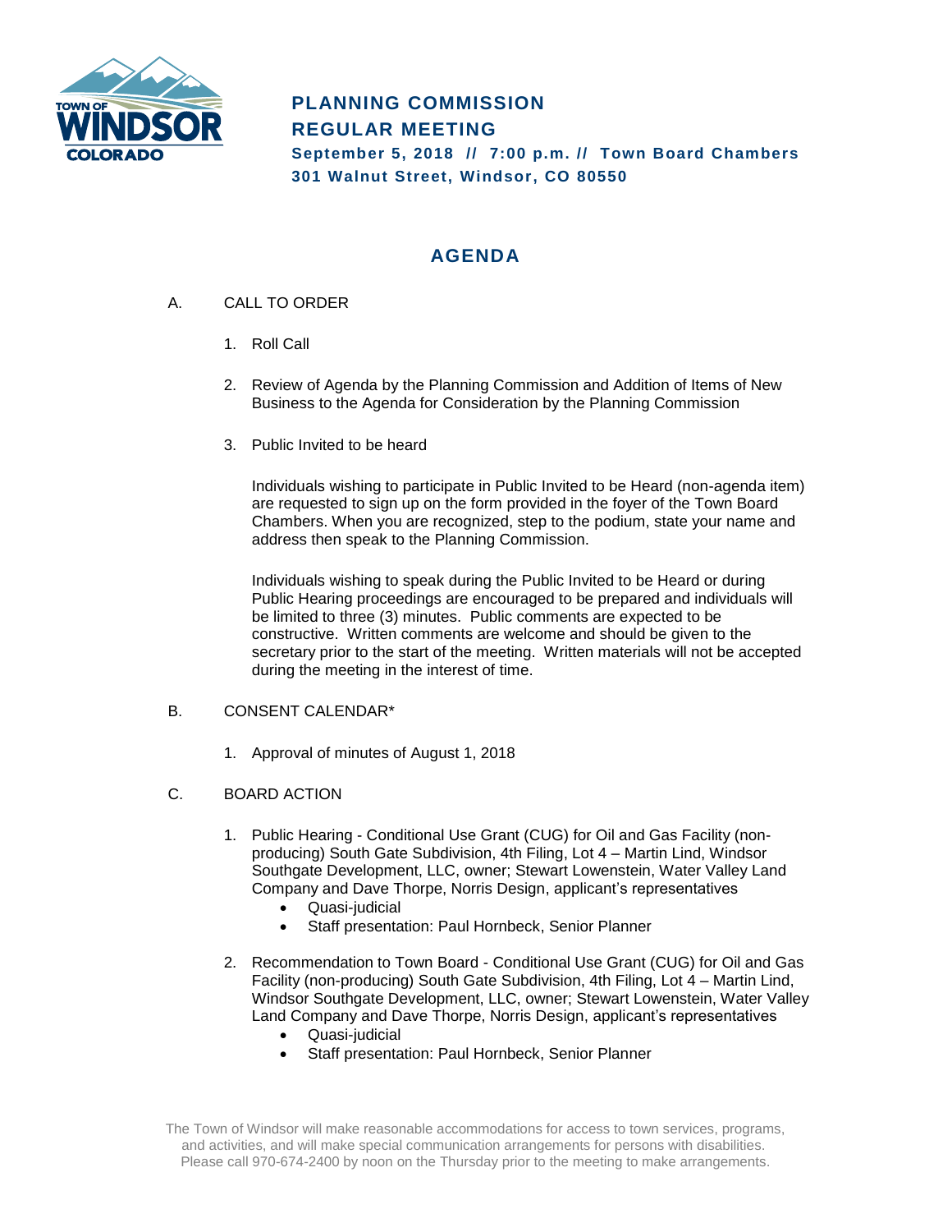TOWN OF WINDSOR COLORADO

# PLANNING COMMISSION
# REGULAR MEETING

**September 5, 2018 // 7:00 p.m. // Town Board Chambers**
**301 Walnut Street, Windsor, CO 80550**

## AGENDA

A. CALL TO ORDER

1. Roll Call

2. Review of Agenda by the Planning Commission and Addition of Items of New Business to the Agenda for Consideration by the Planning Commission

3. Public Invited to be heard

   Individuals wishing to participate in Public Invited to be Heard (non-agenda item) are requested to sign up on the form provided in the foyer of the Town Board Chambers. When you are recognized, step to the podium, state your name and address then speak to the Planning Commission.

   Individuals wishing to speak during the Public Invited to be Heard or during Public Hearing proceedings are encouraged to be prepared and individuals will be limited to three (3) minutes. Public comments are expected to be constructive. Written comments are welcome and should be given to the secretary prior to the start of the meeting. Written materials will not be accepted during the meeting in the interest of time.

B. CONSENT CALENDAR*

1. Approval of minutes of August 1, 2018

C. BOARD ACTION

1. Public Hearing - Conditional Use Grant (CUG) for Oil and Gas Facility (non-producing) South Gate Subdivision, 4th Filing, Lot 4 – Martin Lind, Windsor Southgate Development, LLC, owner; Stewart Lowenstein, Water Valley Land Company and Dave Thorpe, Norris Design, applicant's representatives
   - Quasi-judicial
   - Staff presentation: Paul Hornbeck, Senior Planner

2. Recommendation to Town Board - Conditional Use Grant (CUG) for Oil and Gas Facility (non-producing) South Gate Subdivision, 4th Filing, Lot 4 – Martin Lind, Windsor Southgate Development, LLC, owner; Stewart Lowenstein, Water Valley Land Company and Dave Thorpe, Norris Design, applicant's representatives
   - Quasi-judicial
   - Staff presentation: Paul Hornbeck, Senior Planner

The Town of Windsor will make reasonable accommodations for access to town services, programs, and activities, and will make special communication arrangements for persons with disabilities. Please call 970-674-2400 by noon on the Thursday prior to the meeting to make arrangements.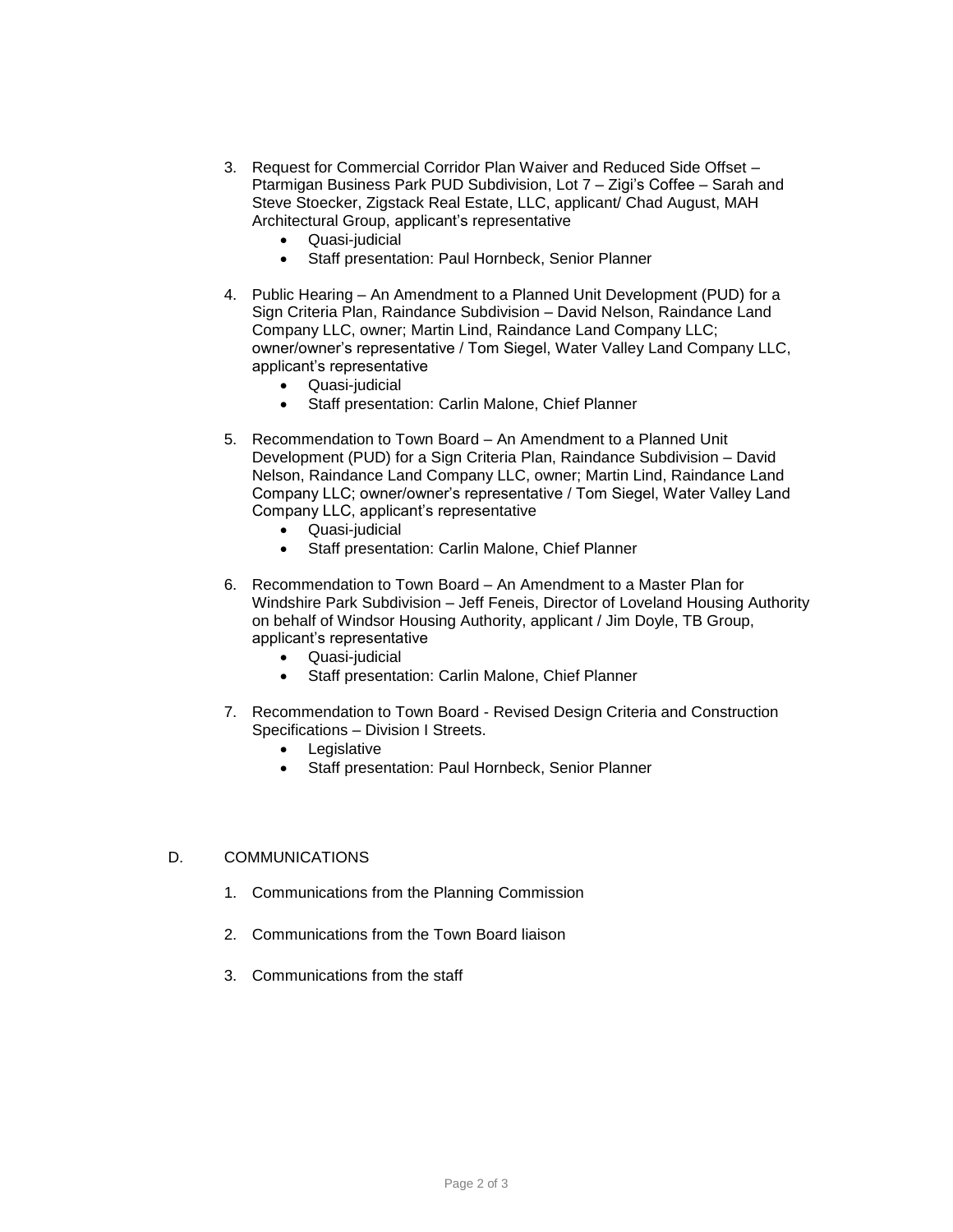3. Request for Commercial Corridor Plan Waiver and Reduced Side Offset – Ptarmigan Business Park PUD Subdivision, Lot 7 – Zigi's Coffee – Sarah and Steve Stoecker, Zigstack Real Estate, LLC, applicant/ Chad August, MAH Architectural Group, applicant's representative
   - Quasi-judicial
   - Staff presentation: Paul Hornbeck, Senior Planner

4. Public Hearing – An Amendment to a Planned Unit Development (PUD) for a Sign Criteria Plan, Raindance Subdivision – David Nelson, Raindance Land Company LLC, owner; Martin Lind, Raindance Land Company LLC; owner/owner's representative / Tom Siegel, Water Valley Land Company LLC, applicant's representative
   - Quasi-judicial
   - Staff presentation: Carlin Malone, Chief Planner

5. Recommendation to Town Board – An Amendment to a Planned Unit Development (PUD) for a Sign Criteria Plan, Raindance Subdivision – David Nelson, Raindance Land Company LLC, owner; Martin Lind, Raindance Land Company LLC; owner/owner's representative / Tom Siegel, Water Valley Land Company LLC, applicant's representative
   - Quasi-judicial
   - Staff presentation: Carlin Malone, Chief Planner

6. Recommendation to Town Board – An Amendment to a Master Plan for Windshire Park Subdivision – Jeff Feneis, Director of Loveland Housing Authority on behalf of Windsor Housing Authority, applicant / Jim Doyle, TB Group, applicant's representative
   - Quasi-judicial
   - Staff presentation: Carlin Malone, Chief Planner

7. Recommendation to Town Board - Revised Design Criteria and Construction Specifications – Division I Streets.
   - Legislative
   - Staff presentation: Paul Hornbeck, Senior Planner

D. COMMUNICATIONS

1. Communications from the Planning Commission

2. Communications from the Town Board liaison

3. Communications from the staff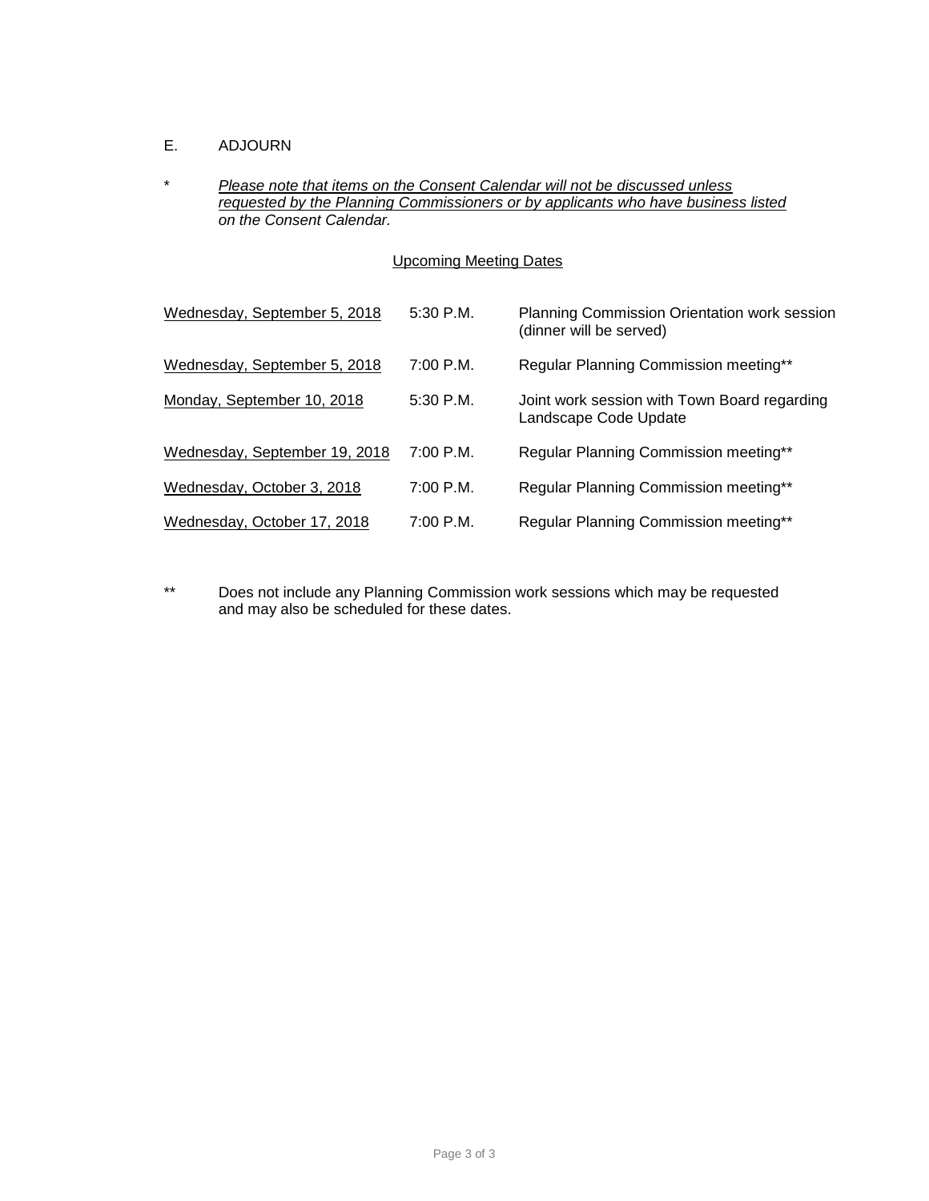E. ADJOURN

\* *Please note that items on the Consent Calendar will not be discussed unless requested by the Planning Commissioners or by applicants who have business listed on the Consent Calendar.*

Upcoming Meeting Dates

| | | |
|---|---|---|
| Wednesday, September 5, 2018 | 5:30 P.M. | Planning Commission Orientation work session (dinner will be served) |
| Wednesday, September 5, 2018 | 7:00 P.M. | Regular Planning Commission meeting** |
| Monday, September 10, 2018 | 5:30 P.M. | Joint work session with Town Board regarding Landscape Code Update |
| Wednesday, September 19, 2018 | 7:00 P.M. | Regular Planning Commission meeting** |
| Wednesday, October 3, 2018 | 7:00 P.M. | Regular Planning Commission meeting** |
| Wednesday, October 17, 2018 | 7:00 P.M. | Regular Planning Commission meeting** |

** Does not include any Planning Commission work sessions which may be requested and may also be scheduled for these dates.